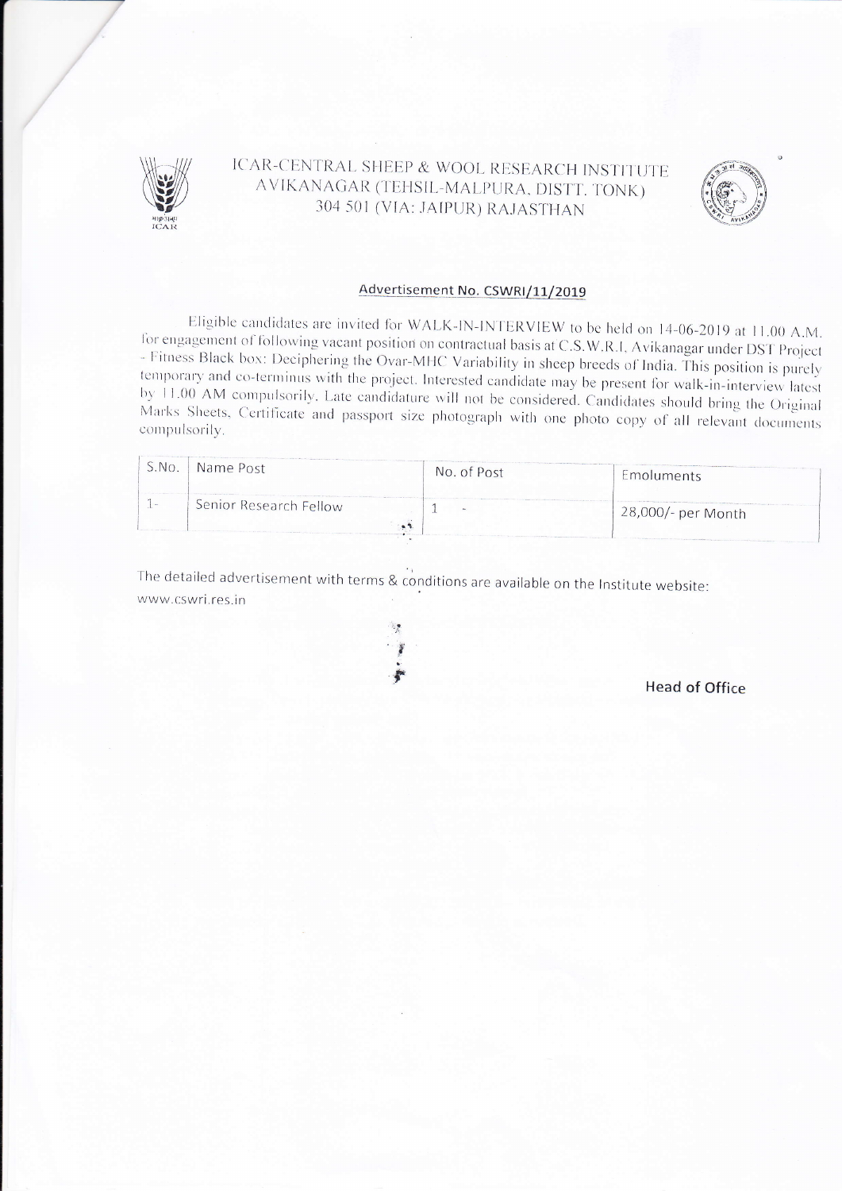# ICAR-CENTRAL SHEEP & WOOL RESEARCH INSTITUTE AVIKANAGAR (TEHSIL-MALPURA, DISTT. TONK) 304 501 (VIA: JAIPUR) RAJASTHAN

## Advertisement No. CSWRI/11/2019

Eligible candidates are invited for WALK-IN-INTERVIEW to be held on 14-06-2019 at 11.00 A.M. for engagement of following vacant position on contractual basis at C.S.W.R.I, Avikanagar under DST Project - Fitness Black box: Deciphering the Ovar-MHC Variability in sheep breeds of India. This position is purely temporary and co-terminus with the project. Interested candidate may be present for walk-in-interview latest by 11.00 AM compulsorily. Late candidature will not be considered. Candidates should bring the Original Marks Sheets, Certificate and passport size photograph with one photo copy of all relevant documents compulsorily.

| S.No. | Name Post | No. of Post | Emoluments |
| --- | --- | --- | --- |
| 1- | Senior Research Fellow | 1 | 28,000/- per Month |

The detailed advertisement with terms & conditions are available on the Institute website: www.cswri.res.in

**Head of Office**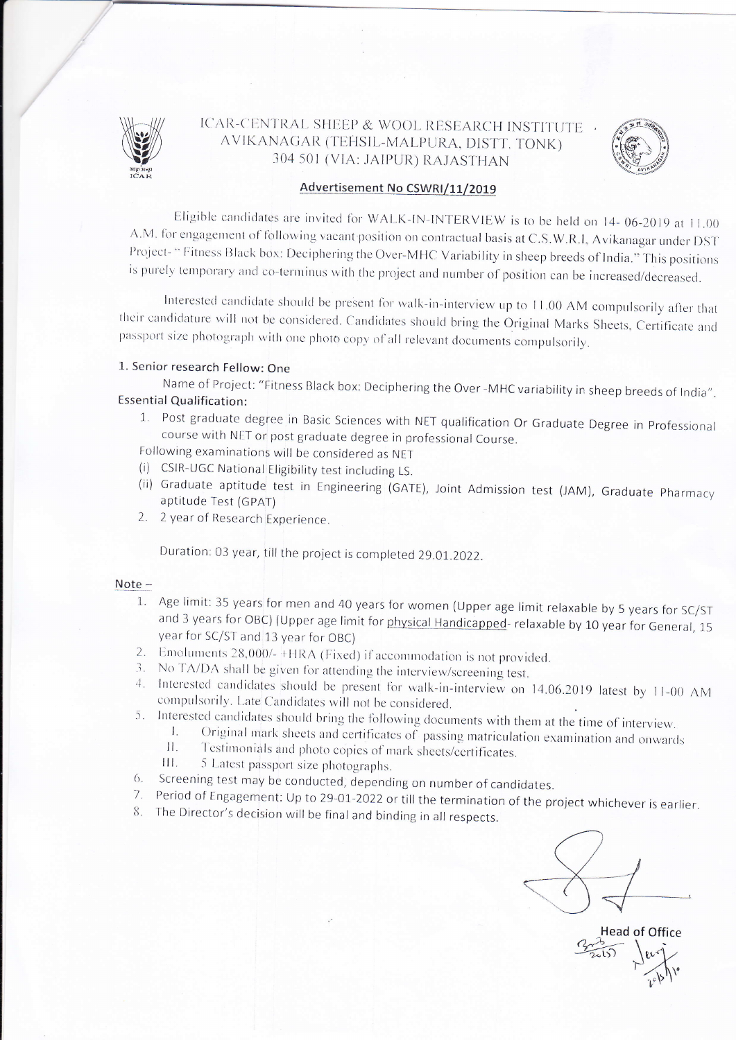# ICAR-CENTRAL SHEEP & WOOL RESEARCH INSTITUTE
## AVIKANAGAR (TEHSIL-MALPURA, DISTT. TONK)
## 304 501 (VIA: JAIPUR) RAJASTHAN

**Advertisement No CSWRI/11/2019**

Eligible candidates are invited for WALK-IN-INTERVIEW is to be held on 14- 06-2019 at 11.00 A.M. for engagement of following vacant position on contractual basis at C.S.W.R.I, Avikanagar under DST Project- " Fitness Black box: Deciphering the Over-MHC Variability in sheep breeds of India." This positions is purely temporary and co-terminus with the project and number of position can be increased/decreased.

Interested candidate should be present for walk-in-interview up to 11.00 AM compulsorily after that their candidature will not be considered. Candidates should bring the Original Marks Sheets, Certificate and passport size photograph with one photo copy of all relevant documents compulsorily.

**1. Senior research Fellow: One**

Name of Project: "Fitness Black box: Deciphering the Over -MHC variability in sheep breeds of India".

**Essential Qualification:**

1. Post graduate degree in Basic Sciences with NET qualification Or Graduate Degree in Professional course with NET or post graduate degree in professional Course.

   Following examinations will be considered as NET
   - (i) CSIR-UGC National Eligibility test including LS.
   - (ii) Graduate aptitude test in Engineering (GATE), Joint Admission test (JAM), Graduate Pharmacy aptitude Test (GPAT)
2. 2 year of Research Experience.

Duration: 03 year, till the project is completed 29.01.2022.

**Note –**

1. Age limit: 35 years for men and 40 years for women (Upper age limit relaxable by 5 years for SC/ST and 3 years for OBC) (Upper age limit for physical Handicapped- relaxable by 10 year for General, 15 year for SC/ST and 13 year for OBC)
2. Emoluments 28,000/- +HRA (Fixed) if accommodation is not provided.
3. No TA/DA shall be given for attending the interview/screening test.
4. Interested candidates should be present for walk-in-interview on 14.06.2019 latest by 11-00 AM compulsorily. Late Candidates will not be considered.
5. Interested candidates should bring the following documents with them at the time of interview.
   - I. Original mark sheets and certificates of passing matriculation examination and onwards
   - II. Testimonials and photo copies of mark sheets/certificates.
   - III. 5 Latest passport size photographs.
6. Screening test may be conducted, depending on number of candidates.
7. Period of Engagement: Up to 29-01-2022 or till the termination of the project whichever is earlier.
8. The Director's decision will be final and binding in all respects.

Head of Office